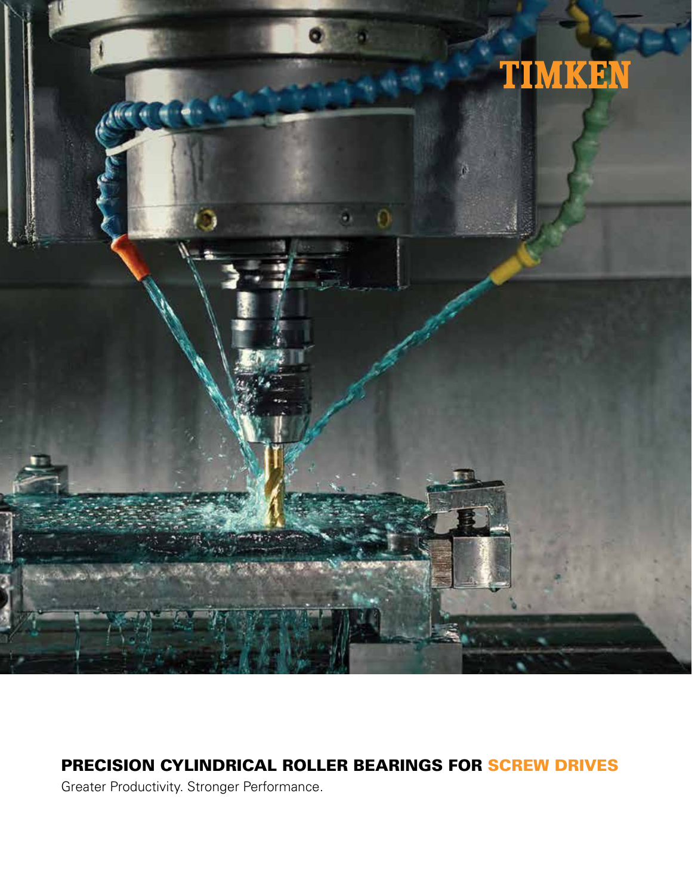TIMKEN

# PRECISION CYLINDRICAL ROLLER BEARINGS FOR SCREW DRIVES

Greater Productivity. Stronger Performance.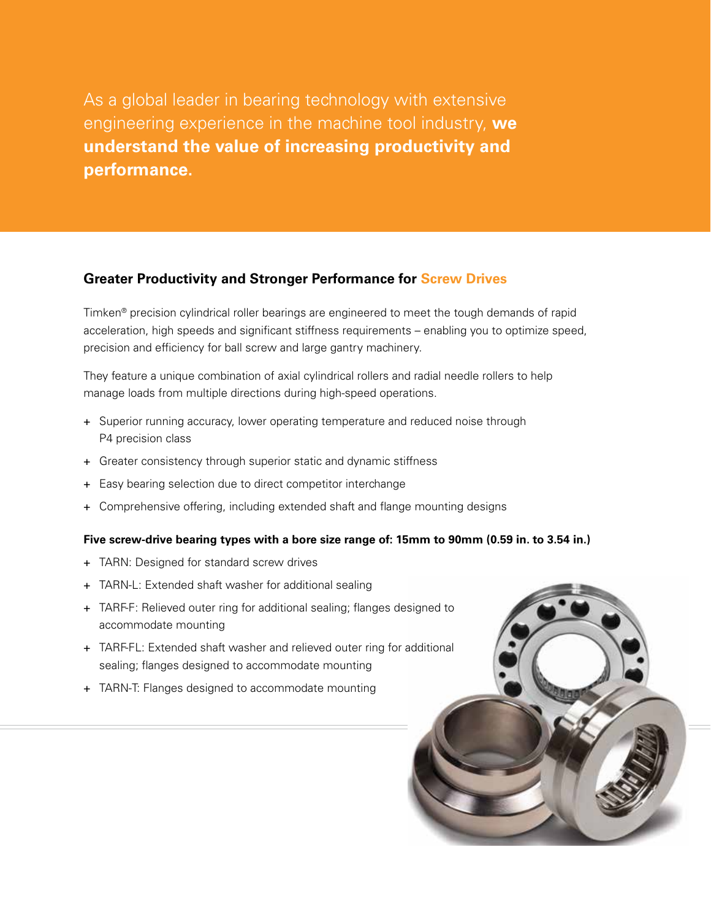As a global leader in bearing technology with extensive engineering experience in the machine tool industry, **we understand the value of increasing productivity and performance.**

## Greater Productivity and Stronger Performance for Screw Drives

Timken® precision cylindrical roller bearings are engineered to meet the tough demands of rapid acceleration, high speeds and significant stiffness requirements – enabling you to optimize speed, precision and efficiency for ball screw and large gantry machinery.

They feature a unique combination of axial cylindrical rollers and radial needle rollers to help manage loads from multiple directions during high-speed operations.

+ Superior running accuracy, lower operating temperature and reduced noise through P4 precision class
+ Greater consistency through superior static and dynamic stiffness
+ Easy bearing selection due to direct competitor interchange
+ Comprehensive offering, including extended shaft and flange mounting designs

**Five screw-drive bearing types with a bore size range of: 15mm to 90mm (0.59 in. to 3.54 in.)**

+ TARN: Designed for standard screw drives
+ TARN-L: Extended shaft washer for additional sealing
+ TARF-F: Relieved outer ring for additional sealing; flanges designed to accommodate mounting
+ TARF-FL: Extended shaft washer and relieved outer ring for additional sealing; flanges designed to accommodate mounting
+ TARN-T: Flanges designed to accommodate mounting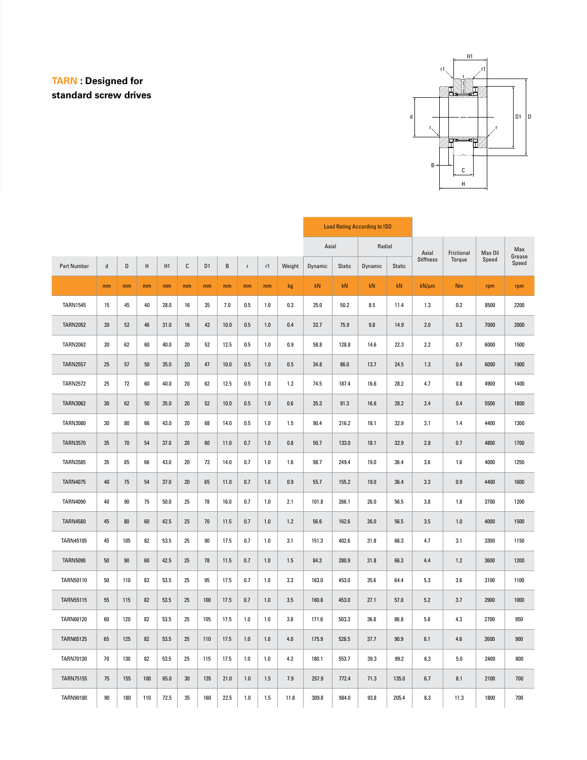## **TARN** : Designed for standard screw drives

| Part Number | d | D | H | H1 | C | D1 | B | r | r1 | Weight | Load Rating According to ISO | | | | Axial Stiffness | Frictional Torque | Max Oil Speed | Max Grease Speed |
|---|---|---|---|---|---|---|---|---|---|---|---|---|---|---|---|---|---|---|
| | | | | | | | | | | | Axial | | Radial | | | | | |
| | | | | | | | | | | | Dynamic | Static | Dynamic | Static | | | | |
| | mm | mm | mm | mm | mm | mm | mm | mm | mm | kg | kN | kN | kN | kN | kN/µm | Nm | rpm | rpm |
| TARN1545 | 15 | 45 | 40 | 28.0 | 16 | 35 | 7.0 | 0.5 | 1.0 | 0.3 | 25.0 | 50.2 | 8.5 | 11.4 | 1.3 | 0.2 | 8500 | 2200 |
| TARN2052 | 20 | 52 | 46 | 31.0 | 16 | 42 | 10.0 | 0.5 | 1.0 | 0.4 | 32.7 | 75.9 | 9.8 | 14.9 | 2.0 | 0.3 | 7000 | 2000 |
| TARN2062 | 20 | 62 | 60 | 40.0 | 20 | 52 | 12.5 | 0.5 | 1.0 | 0.9 | 58.8 | 128.8 | 14.6 | 22.3 | 2.2 | 0.7 | 6000 | 1500 |
| TARN2557 | 25 | 57 | 50 | 35.0 | 20 | 47 | 10.0 | 0.5 | 1.0 | 0.5 | 34.8 | 86.0 | 13.7 | 24.5 | 1.3 | 0.4 | 6000 | 1900 |
| TARN2572 | 25 | 72 | 60 | 40.0 | 20 | 62 | 12.5 | 0.5 | 1.0 | 1.2 | 74.5 | 187.4 | 16.6 | 28.2 | 4.7 | 0.8 | 4900 | 1400 |
| TARN3062 | 30 | 62 | 50 | 35.0 | 20 | 52 | 10.0 | 0.5 | 1.0 | 0.6 | 35.3 | 91.3 | 16.6 | 28.2 | 2.4 | 0.4 | 5500 | 1800 |
| TARN3080 | 30 | 80 | 66 | 43.0 | 20 | 68 | 14.0 | 0.5 | 1.0 | 1.5 | 90.4 | 216.2 | 18.1 | 32.9 | 3.1 | 1.4 | 4400 | 1300 |
| TARN3570 | 35 | 70 | 54 | 37.0 | 20 | 60 | 11.0 | 0.7 | 1.0 | 0.8 | 50.7 | 133.0 | 18.1 | 32.9 | 2.8 | 0.7 | 4800 | 1700 |
| TARN3585 | 35 | 85 | 66 | 43.0 | 20 | 73 | 14.0 | 0.7 | 1.0 | 1.6 | 98.7 | 249.4 | 19.0 | 36.4 | 3.6 | 1.6 | 4000 | 1250 |
| TARN4075 | 40 | 75 | 54 | 37.0 | 20 | 65 | 11.0 | 0.7 | 1.0 | 0.9 | 55.7 | 155.2 | 19.0 | 36.4 | 3.3 | 0.9 | 4400 | 1600 |
| TARN4090 | 40 | 90 | 75 | 50.0 | 25 | 78 | 16.0 | 0.7 | 1.0 | 2.1 | 101.8 | 266.1 | 26.0 | 56.5 | 3.8 | 1.8 | 3700 | 1200 |
| TARN4580 | 45 | 80 | 60 | 42.5 | 25 | 70 | 11.5 | 0.7 | 1.0 | 1.2 | 56.6 | 162.6 | 26.0 | 56.5 | 3.5 | 1.0 | 4000 | 1500 |
| TARN45105 | 45 | 105 | 82 | 53.5 | 25 | 90 | 17.5 | 0.7 | 1.0 | 3.1 | 151.3 | 402.6 | 31.8 | 66.3 | 4.7 | 3.1 | 3300 | 1150 |
| TARN5090 | 50 | 90 | 60 | 42.5 | 25 | 78 | 11.5 | 0.7 | 1.0 | 1.5 | 84.3 | 280.9 | 31.8 | 66.3 | 4.4 | 1.2 | 3600 | 1200 |
| TARN50110 | 50 | 110 | 82 | 53.5 | 25 | 95 | 17.5 | 0.7 | 1.0 | 3.3 | 163.0 | 453.0 | 35.6 | 64.4 | 5.3 | 3.6 | 3100 | 1100 |
| TARN55115 | 55 | 115 | 82 | 53.5 | 25 | 100 | 17.5 | 0.7 | 1.0 | 3.5 | 160.8 | 453.0 | 27.1 | 57.0 | 5.2 | 3.7 | 2900 | 1000 |
| TARN60120 | 60 | 120 | 82 | 53.5 | 25 | 105 | 17.5 | 1.0 | 1.0 | 3.8 | 171.6 | 503.3 | 36.8 | 86.8 | 5.8 | 4.3 | 2700 | 950 |
| TARN65125 | 65 | 125 | 82 | 53.5 | 25 | 110 | 17.5 | 1.0 | 1.0 | 4.0 | 175.9 | 528.5 | 37.7 | 90.9 | 6.1 | 4.6 | 2600 | 900 |
| TARN70130 | 70 | 130 | 82 | 53.5 | 25 | 115 | 17.5 | 1.0 | 1.0 | 4.2 | 180.1 | 553.7 | 39.3 | 99.2 | 6.3 | 5.0 | 2400 | 800 |
| TARN75155 | 75 | 155 | 100 | 65.0 | 30 | 135 | 21.0 | 1.0 | 1.5 | 7.9 | 257.9 | 772.4 | 71.3 | 135.0 | 6.7 | 8.1 | 2100 | 700 |
| TARN90180 | 90 | 180 | 110 | 72.5 | 35 | 160 | 22.5 | 1.0 | 1.5 | 11.8 | 309.8 | 984.0 | 93.8 | 205.4 | 8.3 | 11.3 | 1800 | 700 |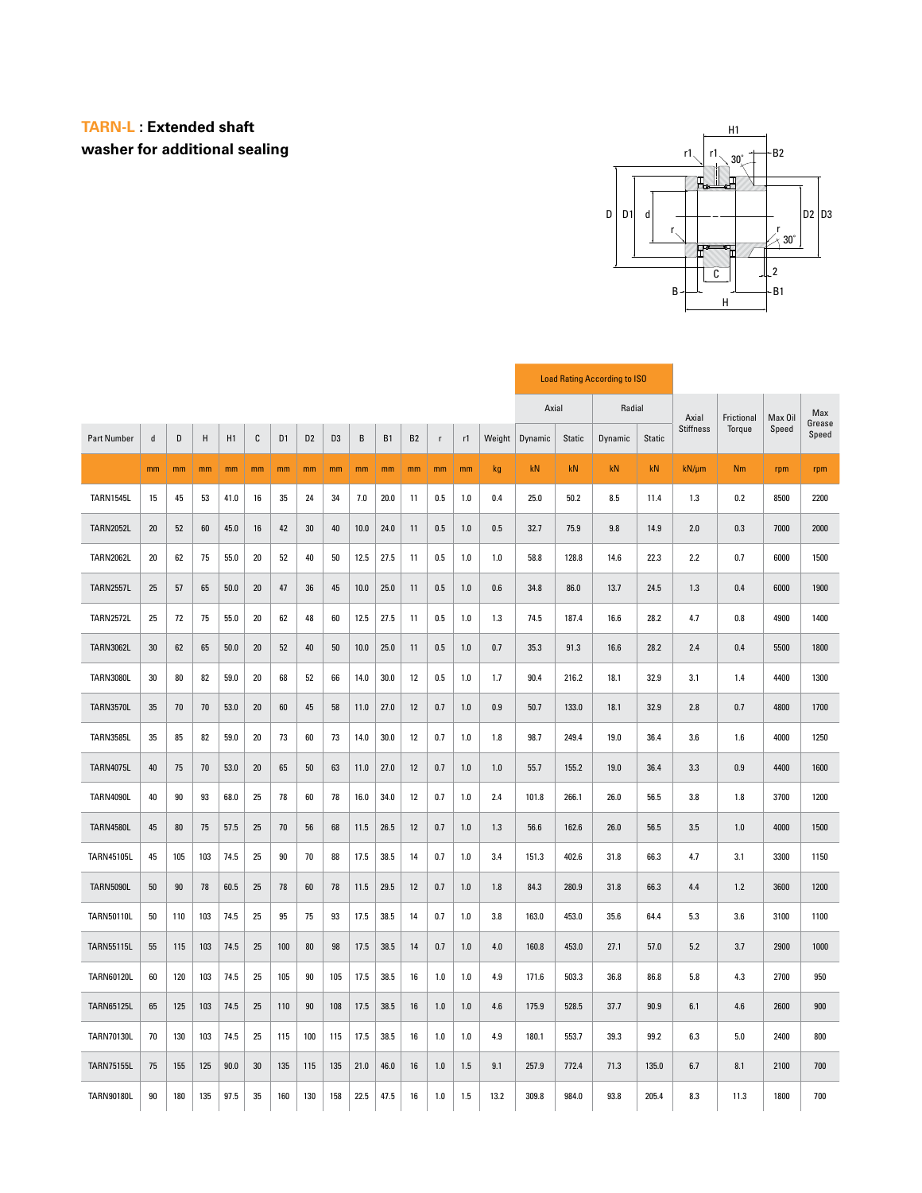## TARN-L : Extended shaft washer for additional sealing

| Part Number | d | D | H | H1 | C | D1 | D2 | D3 | B | B1 | B2 | r | r1 | Weight | Load Rating According to ISO | | | | Axial Stiffness | Frictional Torque | Max Oil Speed | Max Grease Speed |
|---|---|---|---|---|---|---|---|---|---|---|---|---|---|---|---|---|---|---|---|---|---|---|
| | | | | | | | | | | | | | | | Axial | | Radial | | | | | |
| | | | | | | | | | | | | | | | Dynamic | Static | Dynamic | Static | | | | |
| | mm | mm | mm | mm | mm | mm | mm | mm | mm | mm | mm | mm | mm | kg | kN | kN | kN | kN | kN/µm | Nm | rpm | rpm |
| TARN1545L | 15 | 45 | 53 | 41.0 | 16 | 35 | 24 | 34 | 7.0 | 20.0 | 11 | 0.5 | 1.0 | 0.4 | 25.0 | 50.2 | 8.5 | 11.4 | 1.3 | 0.2 | 8500 | 2200 |
| TARN2052L | 20 | 52 | 60 | 45.0 | 16 | 42 | 30 | 40 | 10.0 | 24.0 | 11 | 0.5 | 1.0 | 0.5 | 32.7 | 75.9 | 9.8 | 14.9 | 2.0 | 0.3 | 7000 | 2000 |
| TARN2062L | 20 | 62 | 75 | 55.0 | 20 | 52 | 40 | 50 | 12.5 | 27.5 | 11 | 0.5 | 1.0 | 1.0 | 58.8 | 128.8 | 14.6 | 22.3 | 2.2 | 0.7 | 6000 | 1500 |
| TARN2557L | 25 | 57 | 65 | 50.0 | 20 | 47 | 36 | 45 | 10.0 | 25.0 | 11 | 0.5 | 1.0 | 0.6 | 34.8 | 86.0 | 13.7 | 24.5 | 1.3 | 0.4 | 6000 | 1900 |
| TARN2572L | 25 | 72 | 75 | 55.0 | 20 | 62 | 48 | 60 | 12.5 | 27.5 | 11 | 0.5 | 1.0 | 1.3 | 74.5 | 187.4 | 16.6 | 28.2 | 4.7 | 0.8 | 4900 | 1400 |
| TARN3062L | 30 | 62 | 65 | 50.0 | 20 | 52 | 40 | 50 | 10.0 | 25.0 | 11 | 0.5 | 1.0 | 0.7 | 35.3 | 91.3 | 16.6 | 28.2 | 2.4 | 0.4 | 5500 | 1800 |
| TARN3080L | 30 | 80 | 82 | 59.0 | 20 | 68 | 52 | 66 | 14.0 | 30.0 | 12 | 0.5 | 1.0 | 1.7 | 90.4 | 216.2 | 18.1 | 32.9 | 3.1 | 1.4 | 4400 | 1300 |
| TARN3570L | 35 | 70 | 70 | 53.0 | 20 | 60 | 45 | 58 | 11.0 | 27.0 | 12 | 0.7 | 1.0 | 0.9 | 50.7 | 133.0 | 18.1 | 32.9 | 2.8 | 0.7 | 4800 | 1700 |
| TARN3585L | 35 | 85 | 82 | 59.0 | 20 | 73 | 60 | 73 | 14.0 | 30.0 | 12 | 0.7 | 1.0 | 1.8 | 98.7 | 249.4 | 19.0 | 36.4 | 3.6 | 1.6 | 4000 | 1250 |
| TARN4075L | 40 | 75 | 70 | 53.0 | 20 | 65 | 50 | 63 | 11.0 | 27.0 | 12 | 0.7 | 1.0 | 1.0 | 55.7 | 155.2 | 19.0 | 36.4 | 3.3 | 0.9 | 4400 | 1600 |
| TARN4090L | 40 | 90 | 93 | 68.0 | 25 | 78 | 60 | 78 | 16.0 | 34.0 | 12 | 0.7 | 1.0 | 2.4 | 101.8 | 266.1 | 26.0 | 56.5 | 3.8 | 1.8 | 3700 | 1200 |
| TARN4580L | 45 | 80 | 75 | 57.5 | 25 | 70 | 56 | 68 | 11.5 | 26.5 | 12 | 0.7 | 1.0 | 1.3 | 56.6 | 162.6 | 26.0 | 56.5 | 3.5 | 1.0 | 4000 | 1500 |
| TARN45105L | 45 | 105 | 103 | 74.5 | 25 | 90 | 70 | 88 | 17.5 | 38.5 | 14 | 0.7 | 1.0 | 3.4 | 151.3 | 402.6 | 31.8 | 66.3 | 4.7 | 3.1 | 3300 | 1150 |
| TARN5090L | 50 | 90 | 78 | 60.5 | 25 | 78 | 60 | 78 | 11.5 | 29.5 | 12 | 0.7 | 1.0 | 1.8 | 84.3 | 280.9 | 31.8 | 66.3 | 4.4 | 1.2 | 3600 | 1200 |
| TARN50110L | 50 | 110 | 103 | 74.5 | 25 | 95 | 75 | 93 | 17.5 | 38.5 | 14 | 0.7 | 1.0 | 3.8 | 163.0 | 453.0 | 35.6 | 64.4 | 5.3 | 3.6 | 3100 | 1100 |
| TARN55115L | 55 | 115 | 103 | 74.5 | 25 | 100 | 80 | 98 | 17.5 | 38.5 | 14 | 0.7 | 1.0 | 4.0 | 160.8 | 453.0 | 27.1 | 57.0 | 5.2 | 3.7 | 2900 | 1000 |
| TARN60120L | 60 | 120 | 103 | 74.5 | 25 | 105 | 90 | 105 | 17.5 | 38.5 | 16 | 1.0 | 1.0 | 4.9 | 171.6 | 503.3 | 36.8 | 86.8 | 5.8 | 4.3 | 2700 | 950 |
| TARN65125L | 65 | 125 | 103 | 74.5 | 25 | 110 | 90 | 108 | 17.5 | 38.5 | 16 | 1.0 | 1.0 | 4.6 | 175.9 | 528.5 | 37.7 | 90.9 | 6.1 | 4.6 | 2600 | 900 |
| TARN70130L | 70 | 130 | 103 | 74.5 | 25 | 115 | 100 | 115 | 17.5 | 38.5 | 16 | 1.0 | 1.0 | 4.9 | 180.1 | 553.7 | 39.3 | 99.2 | 6.3 | 5.0 | 2400 | 800 |
| TARN75155L | 75 | 155 | 125 | 90.0 | 30 | 135 | 115 | 135 | 21.0 | 46.0 | 16 | 1.0 | 1.5 | 9.1 | 257.9 | 772.4 | 71.3 | 135.0 | 6.7 | 8.1 | 2100 | 700 |
| TARN90180L | 90 | 180 | 135 | 97.5 | 35 | 160 | 130 | 158 | 22.5 | 47.5 | 16 | 1.0 | 1.5 | 13.2 | 309.8 | 984.0 | 93.8 | 205.4 | 8.3 | 11.3 | 1800 | 700 |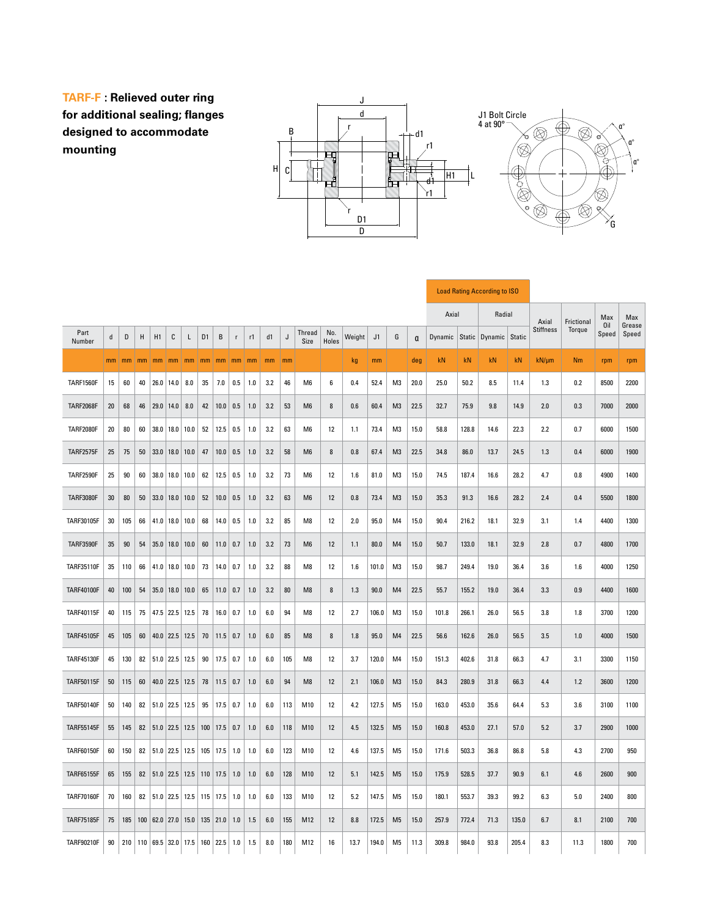**TARF-F : Relieved outer ring for additional sealing; flanges designed to accommodate mounting**

| Part Number | d | D | H | H1 | C | L | D1 | B | r | r1 | d1 | J | Thread Size | No. Holes | Weight | J1 | G | α | Load Rating According to ISO | | | | Axial Stiffness | Frictional Torque | Max Oil Speed | Max Grease Speed |
|---|---|---|---|---|---|---|---|---|---|---|---|---|---|---|---|---|---|---|---|---|---|---|---|---|---|---|
| | | | | | | | | | | | | | | | | | | | Axial | | Radial | | | | | |
| | | | | | | | | | | | | | | | | | | | Dynamic | Static | Dynamic | Static | | | | |
| | mm | mm | mm | mm | mm | mm | mm | mm | mm | mm | mm | mm | | | kg | mm | | deg | kN | kN | kN | kN | kN/µm | Nm | rpm | rpm |
| TARF1560F | 15 | 60 | 40 | 26.0 | 14.0 | 8.0 | 35 | 7.0 | 0.5 | 1.0 | 3.2 | 46 | M6 | 6 | 0.4 | 52.4 | M3 | 20.0 | 25.0 | 50.2 | 8.5 | 11.4 | 1.3 | 0.2 | 8500 | 2200 |
| TARF2068F | 20 | 68 | 46 | 29.0 | 14.0 | 8.0 | 42 | 10.0 | 0.5 | 1.0 | 3.2 | 53 | M6 | 8 | 0.6 | 60.4 | M3 | 22.5 | 32.7 | 75.9 | 9.8 | 14.9 | 2.0 | 0.3 | 7000 | 2000 |
| TARF2080F | 20 | 80 | 60 | 38.0 | 18.0 | 10.0 | 52 | 12.5 | 0.5 | 1.0 | 3.2 | 63 | M6 | 12 | 1.1 | 73.4 | M3 | 15.0 | 58.8 | 128.8 | 14.6 | 22.3 | 2.2 | 0.7 | 6000 | 1500 |
| TARF2575F | 25 | 75 | 50 | 33.0 | 18.0 | 10.0 | 47 | 10.0 | 0.5 | 1.0 | 3.2 | 58 | M6 | 8 | 0.8 | 67.4 | M3 | 22.5 | 34.8 | 86.0 | 13.7 | 24.5 | 1.3 | 0.4 | 6000 | 1900 |
| TARF2590F | 25 | 90 | 60 | 38.0 | 18.0 | 10.0 | 62 | 12.5 | 0.5 | 1.0 | 3.2 | 73 | M6 | 12 | 1.6 | 81.0 | M3 | 15.0 | 74.5 | 187.4 | 16.6 | 28.2 | 4.7 | 0.8 | 4900 | 1400 |
| TARF3080F | 30 | 80 | 50 | 33.0 | 18.0 | 10.0 | 52 | 10.0 | 0.5 | 1.0 | 3.2 | 63 | M6 | 12 | 0.8 | 73.4 | M3 | 15.0 | 35.3 | 91.3 | 16.6 | 28.2 | 2.4 | 0.4 | 5500 | 1800 |
| TARF30105F | 30 | 105 | 66 | 41.0 | 18.0 | 10.0 | 68 | 14.0 | 0.5 | 1.0 | 3.2 | 85 | M8 | 12 | 2.0 | 95.0 | M4 | 15.0 | 90.4 | 216.2 | 18.1 | 32.9 | 3.1 | 1.4 | 4400 | 1300 |
| TARF3590F | 35 | 90 | 54 | 35.0 | 18.0 | 10.0 | 60 | 11.0 | 0.7 | 1.0 | 3.2 | 73 | M6 | 12 | 1.1 | 80.0 | M4 | 15.0 | 50.7 | 133.0 | 18.1 | 32.9 | 2.8 | 0.7 | 4800 | 1700 |
| TARF35110F | 35 | 110 | 66 | 41.0 | 18.0 | 10.0 | 73 | 14.0 | 0.7 | 1.0 | 3.2 | 88 | M8 | 12 | 1.6 | 101.0 | M3 | 15.0 | 98.7 | 249.4 | 19.0 | 36.4 | 3.6 | 1.6 | 4000 | 1250 |
| TARF40100F | 40 | 100 | 54 | 35.0 | 18.0 | 10.0 | 65 | 11.0 | 0.7 | 1.0 | 3.2 | 80 | M8 | 8 | 1.3 | 90.0 | M4 | 22.5 | 55.7 | 155.2 | 19.0 | 36.4 | 3.3 | 0.9 | 4400 | 1600 |
| TARF40115F | 40 | 115 | 75 | 47.5 | 22.5 | 12.5 | 78 | 16.0 | 0.7 | 1.0 | 6.0 | 94 | M8 | 12 | 2.7 | 106.0 | M3 | 15.0 | 101.8 | 266.1 | 26.0 | 56.5 | 3.8 | 1.8 | 3700 | 1200 |
| TARF45105F | 45 | 105 | 60 | 40.0 | 22.5 | 12.5 | 70 | 11.5 | 0.7 | 1.0 | 6.0 | 85 | M8 | 8 | 1.8 | 95.0 | M4 | 22.5 | 56.6 | 162.6 | 26.0 | 56.5 | 3.5 | 1.0 | 4000 | 1500 |
| TARF45130F | 45 | 130 | 82 | 51.0 | 22.5 | 12.5 | 90 | 17.5 | 0.7 | 1.0 | 6.0 | 105 | M8 | 12 | 3.7 | 120.0 | M4 | 15.0 | 151.3 | 402.6 | 31.8 | 66.3 | 4.7 | 3.1 | 3300 | 1150 |
| TARF50115F | 50 | 115 | 60 | 40.0 | 22.5 | 12.5 | 78 | 11.5 | 0.7 | 1.0 | 6.0 | 94 | M8 | 12 | 2.1 | 106.0 | M3 | 15.0 | 84.3 | 280.9 | 31.8 | 66.3 | 4.4 | 1.2 | 3600 | 1200 |
| TARF50140F | 50 | 140 | 82 | 51.0 | 22.5 | 12.5 | 95 | 17.5 | 0.7 | 1.0 | 6.0 | 113 | M10 | 12 | 4.2 | 127.5 | M5 | 15.0 | 163.0 | 453.0 | 35.6 | 64.4 | 5.3 | 3.6 | 3100 | 1100 |
| TARF55145F | 55 | 145 | 82 | 51.0 | 22.5 | 12.5 | 100 | 17.5 | 0.7 | 1.0 | 6.0 | 118 | M10 | 12 | 4.5 | 132.5 | M5 | 15.0 | 160.8 | 453.0 | 27.1 | 57.0 | 5.2 | 3.7 | 2900 | 1000 |
| TARF60150F | 60 | 150 | 82 | 51.0 | 22.5 | 12.5 | 105 | 17.5 | 1.0 | 1.0 | 6.0 | 123 | M10 | 12 | 4.6 | 137.5 | M5 | 15.0 | 171.6 | 503.3 | 36.8 | 86.8 | 5.8 | 4.3 | 2700 | 950 |
| TARF65155F | 65 | 155 | 82 | 51.0 | 22.5 | 12.5 | 110 | 17.5 | 1.0 | 1.0 | 6.0 | 128 | M10 | 12 | 5.1 | 142.5 | M5 | 15.0 | 175.9 | 528.5 | 37.7 | 90.9 | 6.1 | 4.6 | 2600 | 900 |
| TARF70160F | 70 | 160 | 82 | 51.0 | 22.5 | 12.5 | 115 | 17.5 | 1.0 | 1.0 | 6.0 | 133 | M10 | 12 | 5.2 | 147.5 | M5 | 15.0 | 180.1 | 553.7 | 39.3 | 99.2 | 6.3 | 5.0 | 2400 | 800 |
| TARF75185F | 75 | 185 | 100 | 62.0 | 27.0 | 15.0 | 135 | 21.0 | 1.0 | 1.5 | 6.0 | 155 | M12 | 12 | 8.8 | 172.5 | M5 | 15.0 | 257.9 | 772.4 | 71.3 | 135.0 | 6.7 | 8.1 | 2100 | 700 |
| TARF90210F | 90 | 210 | 110 | 69.5 | 32.0 | 17.5 | 160 | 22.5 | 1.0 | 1.5 | 8.0 | 180 | M12 | 16 | 13.7 | 194.0 | M5 | 11.3 | 309.8 | 984.0 | 93.8 | 205.4 | 8.3 | 11.3 | 1800 | 700 |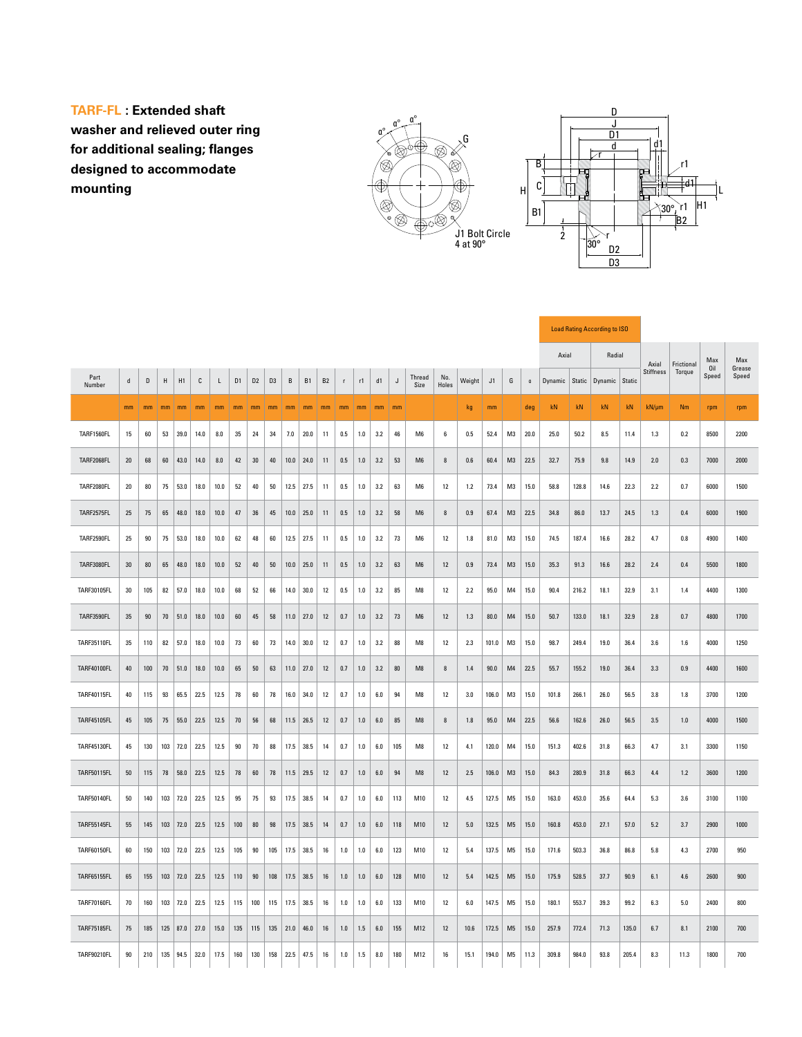**TARF-FL : Extended shaft washer and relieved outer ring for additional sealing; flanges designed to accommodate mounting**

J1 Bolt Circle 4 at 90°

| Part Number | d | D | H | H1 | C | L | D1 | D2 | D3 | B | B1 | B2 | r | r1 | d1 | J | Thread Size | No. Holes | Weight | J1 | G | α | Load Rating According to ISO — Axial Dynamic | Axial Static | Radial Dynamic | Radial Static | Axial Stiffness | Frictional Torque | Max Oil Speed | Max Grease Speed |
|---|---|---|---|---|---|---|---|---|---|---|---|---|---|---|---|---|---|---|---|---|---|---|---|---|---|---|---|---|---|---|
| | mm | mm | mm | mm | mm | mm | mm | mm | mm | mm | mm | mm | mm | mm | mm | mm | | | kg | mm | | deg | kN | kN | kN | kN | kN/µm | Nm | rpm | rpm |
| TARF1560FL | 15 | 60 | 53 | 39.0 | 14.0 | 8.0 | 35 | 24 | 34 | 7.0 | 20.0 | 11 | 0.5 | 1.0 | 3.2 | 46 | M6 | 6 | 0.5 | 52.4 | M3 | 20.0 | 25.0 | 50.2 | 8.5 | 11.4 | 1.3 | 0.2 | 8500 | 2200 |
| TARF2068FL | 20 | 68 | 60 | 43.0 | 14.0 | 8.0 | 42 | 30 | 40 | 10.0 | 24.0 | 11 | 0.5 | 1.0 | 3.2 | 53 | M6 | 8 | 0.6 | 60.4 | M3 | 22.5 | 32.7 | 75.9 | 9.8 | 14.9 | 2.0 | 0.3 | 7000 | 2000 |
| TARF2080FL | 20 | 80 | 75 | 53.0 | 18.0 | 10.0 | 52 | 40 | 50 | 12.5 | 27.5 | 11 | 0.5 | 1.0 | 3.2 | 63 | M6 | 12 | 1.2 | 73.4 | M3 | 15.0 | 58.8 | 128.8 | 14.6 | 22.3 | 2.2 | 0.7 | 6000 | 1500 |
| TARF2575FL | 25 | 75 | 65 | 48.0 | 18.0 | 10.0 | 47 | 36 | 45 | 10.0 | 25.0 | 11 | 0.5 | 1.0 | 3.2 | 58 | M6 | 8 | 0.9 | 67.4 | M3 | 22.5 | 34.8 | 86.0 | 13.7 | 24.5 | 1.3 | 0.4 | 6000 | 1900 |
| TARF2590FL | 25 | 90 | 75 | 53.0 | 18.0 | 10.0 | 62 | 48 | 60 | 12.5 | 27.5 | 11 | 0.5 | 1.0 | 3.2 | 73 | M6 | 12 | 1.8 | 81.0 | M3 | 15.0 | 74.5 | 187.4 | 16.6 | 28.2 | 4.7 | 0.8 | 4900 | 1400 |
| TARF3080FL | 30 | 80 | 65 | 48.0 | 18.0 | 10.0 | 52 | 40 | 50 | 10.0 | 25.0 | 11 | 0.5 | 1.0 | 3.2 | 63 | M6 | 12 | 0.9 | 73.4 | M3 | 15.0 | 35.3 | 91.3 | 16.6 | 28.2 | 2.4 | 0.4 | 5500 | 1800 |
| TARF30105FL | 30 | 105 | 82 | 57.0 | 18.0 | 10.0 | 68 | 52 | 66 | 14.0 | 30.0 | 12 | 0.5 | 1.0 | 3.2 | 85 | M8 | 12 | 2.2 | 95.0 | M4 | 15.0 | 90.4 | 216.2 | 18.1 | 32.9 | 3.1 | 1.4 | 4400 | 1300 |
| TARF3590FL | 35 | 90 | 70 | 51.0 | 18.0 | 10.0 | 60 | 45 | 58 | 11.0 | 27.0 | 12 | 0.7 | 1.0 | 3.2 | 73 | M6 | 12 | 1.3 | 80.0 | M4 | 15.0 | 50.7 | 133.0 | 18.1 | 32.9 | 2.8 | 0.7 | 4800 | 1700 |
| TARF35110FL | 35 | 110 | 82 | 57.0 | 18.0 | 10.0 | 73 | 60 | 73 | 14.0 | 30.0 | 12 | 0.7 | 1.0 | 3.2 | 88 | M8 | 12 | 2.3 | 101.0 | M3 | 15.0 | 98.7 | 249.4 | 19.0 | 36.4 | 3.6 | 1.6 | 4000 | 1250 |
| TARF40100FL | 40 | 100 | 70 | 51.0 | 18.0 | 10.0 | 65 | 50 | 63 | 11.0 | 27.0 | 12 | 0.7 | 1.0 | 3.2 | 80 | M8 | 8 | 1.4 | 90.0 | M4 | 22.5 | 55.7 | 155.2 | 19.0 | 36.4 | 3.3 | 0.9 | 4400 | 1600 |
| TARF40115FL | 40 | 115 | 93 | 65.5 | 22.5 | 12.5 | 78 | 60 | 78 | 16.0 | 34.0 | 12 | 0.7 | 1.0 | 6.0 | 94 | M8 | 12 | 3.0 | 106.0 | M3 | 15.0 | 101.8 | 266.1 | 26.0 | 56.5 | 3.8 | 1.8 | 3700 | 1200 |
| TARF45105FL | 45 | 105 | 75 | 55.0 | 22.5 | 12.5 | 70 | 56 | 68 | 11.5 | 26.5 | 12 | 0.7 | 1.0 | 6.0 | 85 | M8 | 8 | 1.8 | 95.0 | M4 | 22.5 | 56.6 | 162.6 | 26.0 | 56.5 | 3.5 | 1.0 | 4000 | 1500 |
| TARF45130FL | 45 | 130 | 103 | 72.0 | 22.5 | 12.5 | 90 | 70 | 88 | 17.5 | 38.5 | 14 | 0.7 | 1.0 | 6.0 | 105 | M8 | 12 | 4.1 | 120.0 | M4 | 15.0 | 151.3 | 402.6 | 31.8 | 66.3 | 4.7 | 3.1 | 3300 | 1150 |
| TARF50115FL | 50 | 115 | 78 | 58.0 | 22.5 | 12.5 | 78 | 60 | 78 | 11.5 | 29.5 | 12 | 0.7 | 1.0 | 6.0 | 94 | M8 | 12 | 2.5 | 106.0 | M3 | 15.0 | 84.3 | 280.9 | 31.8 | 66.3 | 4.4 | 1.2 | 3600 | 1200 |
| TARF50140FL | 50 | 140 | 103 | 72.0 | 22.5 | 12.5 | 95 | 75 | 93 | 17.5 | 38.5 | 14 | 0.7 | 1.0 | 6.0 | 113 | M10 | 12 | 4.5 | 127.5 | M5 | 15.0 | 163.0 | 453.0 | 35.6 | 64.4 | 5.3 | 3.6 | 3100 | 1100 |
| TARF55145FL | 55 | 145 | 103 | 72.0 | 22.5 | 12.5 | 100 | 80 | 98 | 17.5 | 38.5 | 14 | 0.7 | 1.0 | 6.0 | 118 | M10 | 12 | 5.0 | 132.5 | M5 | 15.0 | 160.8 | 453.0 | 27.1 | 57.0 | 5.2 | 3.7 | 2900 | 1000 |
| TARF60150FL | 60 | 150 | 103 | 72.0 | 22.5 | 12.5 | 105 | 90 | 105 | 17.5 | 38.5 | 16 | 1.0 | 1.0 | 6.0 | 123 | M10 | 12 | 5.4 | 137.5 | M5 | 15.0 | 171.6 | 503.3 | 36.8 | 86.8 | 5.8 | 4.3 | 2700 | 950 |
| TARF65155FL | 65 | 155 | 103 | 72.0 | 22.5 | 12.5 | 110 | 90 | 108 | 17.5 | 38.5 | 16 | 1.0 | 1.0 | 6.0 | 128 | M10 | 12 | 5.4 | 142.5 | M5 | 15.0 | 175.9 | 528.5 | 37.7 | 90.9 | 6.1 | 4.6 | 2600 | 900 |
| TARF70160FL | 70 | 160 | 103 | 72.0 | 22.5 | 12.5 | 115 | 100 | 115 | 17.5 | 38.5 | 16 | 1.0 | 1.0 | 6.0 | 133 | M10 | 12 | 6.0 | 147.5 | M5 | 15.0 | 180.1 | 553.7 | 39.3 | 99.2 | 6.3 | 5.0 | 2400 | 800 |
| TARF75185FL | 75 | 185 | 125 | 87.0 | 27.0 | 15.0 | 135 | 115 | 135 | 21.0 | 46.0 | 16 | 1.0 | 1.5 | 6.0 | 155 | M12 | 12 | 10.6 | 172.5 | M5 | 15.0 | 257.9 | 772.4 | 71.3 | 135.0 | 6.7 | 8.1 | 2100 | 700 |
| TARF90210FL | 90 | 210 | 135 | 94.5 | 32.0 | 17.5 | 160 | 130 | 158 | 22.5 | 47.5 | 16 | 1.0 | 1.5 | 8.0 | 180 | M12 | 16 | 15.1 | 194.0 | M5 | 11.3 | 309.8 | 984.0 | 93.8 | 205.4 | 8.3 | 11.3 | 1800 | 700 |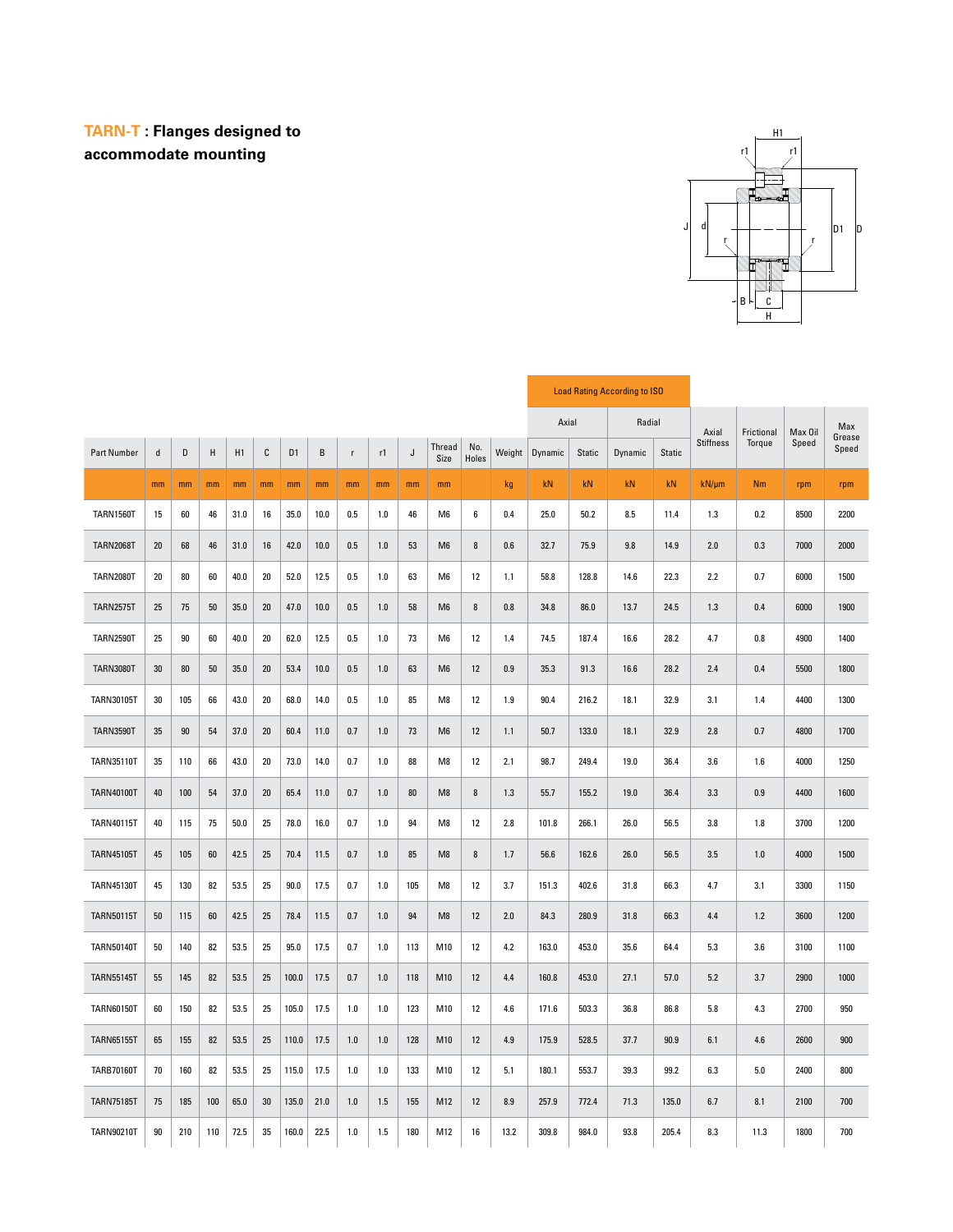## TARN-T : Flanges designed to accommodate mounting

| Part Number | d | D | H | H1 | C | D1 | B | r | r1 | J | Thread Size | No. Holes | Weight | Load Rating According to ISO | | | | Axial Stiffness | Frictional Torque | Max Oil Speed | Max Grease Speed |
|---|---|---|---|---|---|---|---|---|---|---|---|---|---|---|---|---|---|---|---|---|---|
| | | | | | | | | | | | | | | Axial | | Radial | | | | | |
| | | | | | | | | | | | | | | Dynamic | Static | Dynamic | Static | | | | |
| | mm | mm | mm | mm | mm | mm | mm | mm | mm | mm | mm | | kg | kN | kN | kN | kN | kN/μm | Nm | rpm | rpm |
| TARN1560T | 15 | 60 | 46 | 31.0 | 16 | 35.0 | 10.0 | 0.5 | 1.0 | 46 | M6 | 6 | 0.4 | 25.0 | 50.2 | 8.5 | 11.4 | 1.3 | 0.2 | 8500 | 2200 |
| TARN2068T | 20 | 68 | 46 | 31.0 | 16 | 42.0 | 10.0 | 0.5 | 1.0 | 53 | M6 | 8 | 0.6 | 32.7 | 75.9 | 9.8 | 14.9 | 2.0 | 0.3 | 7000 | 2000 |
| TARN2080T | 20 | 80 | 60 | 40.0 | 20 | 52.0 | 12.5 | 0.5 | 1.0 | 63 | M6 | 12 | 1.1 | 58.8 | 128.8 | 14.6 | 22.3 | 2.2 | 0.7 | 6000 | 1500 |
| TARN2575T | 25 | 75 | 50 | 35.0 | 20 | 47.0 | 10.0 | 0.5 | 1.0 | 58 | M6 | 8 | 0.8 | 34.8 | 86.0 | 13.7 | 24.5 | 1.3 | 0.4 | 6000 | 1900 |
| TARN2590T | 25 | 90 | 60 | 40.0 | 20 | 62.0 | 12.5 | 0.5 | 1.0 | 73 | M6 | 12 | 1.4 | 74.5 | 187.4 | 16.6 | 28.2 | 4.7 | 0.8 | 4900 | 1400 |
| TARN3080T | 30 | 80 | 50 | 35.0 | 20 | 53.4 | 10.0 | 0.5 | 1.0 | 63 | M6 | 12 | 0.9 | 35.3 | 91.3 | 16.6 | 28.2 | 2.4 | 0.4 | 5500 | 1800 |
| TARN30105T | 30 | 105 | 66 | 43.0 | 20 | 68.0 | 14.0 | 0.5 | 1.0 | 85 | M8 | 12 | 1.9 | 90.4 | 216.2 | 18.1 | 32.9 | 3.1 | 1.4 | 4400 | 1300 |
| TARN3590T | 35 | 90 | 54 | 37.0 | 20 | 60.4 | 11.0 | 0.7 | 1.0 | 73 | M6 | 12 | 1.1 | 50.7 | 133.0 | 18.1 | 32.9 | 2.8 | 0.7 | 4800 | 1700 |
| TARN35110T | 35 | 110 | 66 | 43.0 | 20 | 73.0 | 14.0 | 0.7 | 1.0 | 88 | M8 | 12 | 2.1 | 98.7 | 249.4 | 19.0 | 36.4 | 3.6 | 1.6 | 4000 | 1250 |
| TARN40100T | 40 | 100 | 54 | 37.0 | 20 | 65.4 | 11.0 | 0.7 | 1.0 | 80 | M8 | 8 | 1.3 | 55.7 | 155.2 | 19.0 | 36.4 | 3.3 | 0.9 | 4400 | 1600 |
| TARN40115T | 40 | 115 | 75 | 50.0 | 25 | 78.0 | 16.0 | 0.7 | 1.0 | 94 | M8 | 12 | 2.8 | 101.8 | 266.1 | 26.0 | 56.5 | 3.8 | 1.8 | 3700 | 1200 |
| TARN45105T | 45 | 105 | 60 | 42.5 | 25 | 70.4 | 11.5 | 0.7 | 1.0 | 85 | M8 | 8 | 1.7 | 56.6 | 162.6 | 26.0 | 56.5 | 3.5 | 1.0 | 4000 | 1500 |
| TARN45130T | 45 | 130 | 82 | 53.5 | 25 | 90.0 | 17.5 | 0.7 | 1.0 | 105 | M8 | 12 | 3.7 | 151.3 | 402.6 | 31.8 | 66.3 | 4.7 | 3.1 | 3300 | 1150 |
| TARN50115T | 50 | 115 | 60 | 42.5 | 25 | 78.4 | 11.5 | 0.7 | 1.0 | 94 | M8 | 12 | 2.0 | 84.3 | 280.9 | 31.8 | 66.3 | 4.4 | 1.2 | 3600 | 1200 |
| TARN50140T | 50 | 140 | 82 | 53.5 | 25 | 95.0 | 17.5 | 0.7 | 1.0 | 113 | M10 | 12 | 4.2 | 163.0 | 453.0 | 35.6 | 64.4 | 5.3 | 3.6 | 3100 | 1100 |
| TARN55145T | 55 | 145 | 82 | 53.5 | 25 | 100.0 | 17.5 | 0.7 | 1.0 | 118 | M10 | 12 | 4.4 | 160.8 | 453.0 | 27.1 | 57.0 | 5.2 | 3.7 | 2900 | 1000 |
| TARN60150T | 60 | 150 | 82 | 53.5 | 25 | 105.0 | 17.5 | 1.0 | 1.0 | 123 | M10 | 12 | 4.6 | 171.6 | 503.3 | 36.8 | 86.8 | 5.8 | 4.3 | 2700 | 950 |
| TARN65155T | 65 | 155 | 82 | 53.5 | 25 | 110.0 | 17.5 | 1.0 | 1.0 | 128 | M10 | 12 | 4.9 | 175.9 | 528.5 | 37.7 | 90.9 | 6.1 | 4.6 | 2600 | 900 |
| TARB70160T | 70 | 160 | 82 | 53.5 | 25 | 115.0 | 17.5 | 1.0 | 1.0 | 133 | M10 | 12 | 5.1 | 180.1 | 553.7 | 39.3 | 99.2 | 6.3 | 5.0 | 2400 | 800 |
| TARN75185T | 75 | 185 | 100 | 65.0 | 30 | 135.0 | 21.0 | 1.0 | 1.5 | 155 | M12 | 12 | 8.9 | 257.9 | 772.4 | 71.3 | 135.0 | 6.7 | 8.1 | 2100 | 700 |
| TARN90210T | 90 | 210 | 110 | 72.5 | 35 | 160.0 | 22.5 | 1.0 | 1.5 | 180 | M12 | 16 | 13.2 | 309.8 | 984.0 | 93.8 | 205.4 | 8.3 | 11.3 | 1800 | 700 |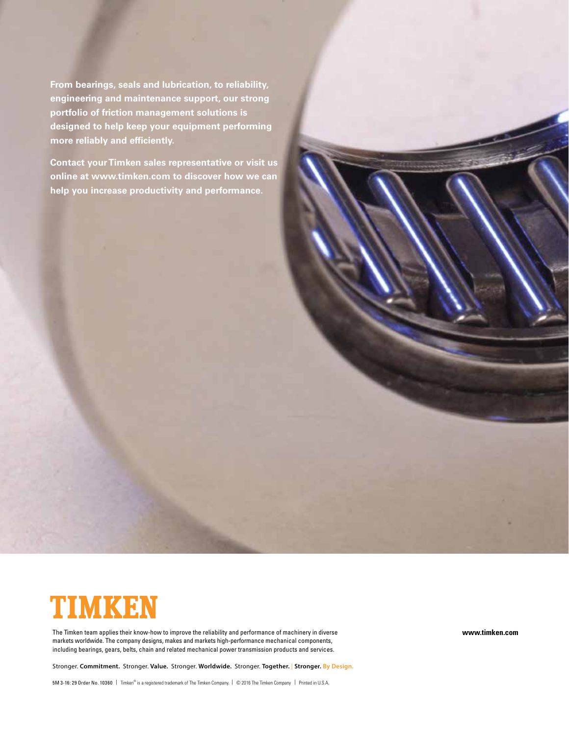**From bearings, seals and lubrication, to reliability, engineering and maintenance support, our strong portfolio of friction management solutions is designed to help keep your equipment performing more reliably and efficiently.**

**Contact your Timken sales representative or visit us online at www.timken.com to discover how we can help you increase productivity and performance.**

# TIMKEN

The Timken team applies their know-how to improve the reliability and performance of machinery in diverse markets worldwide. The company designs, makes and markets high-performance mechanical components, including bearings, gears, belts, chain and related mechanical power transmission products and services.

**www.timken.com**

Stronger. **Commitment.** Stronger. **Value.** Stronger. **Worldwide.** Stronger. **Together.** | **Stronger. By Design.**

5M 3-16: 29 Order No. 10360 | Timken® is a registered trademark of The Timken Company. | © 2016 The Timken Company | Printed in U.S.A.